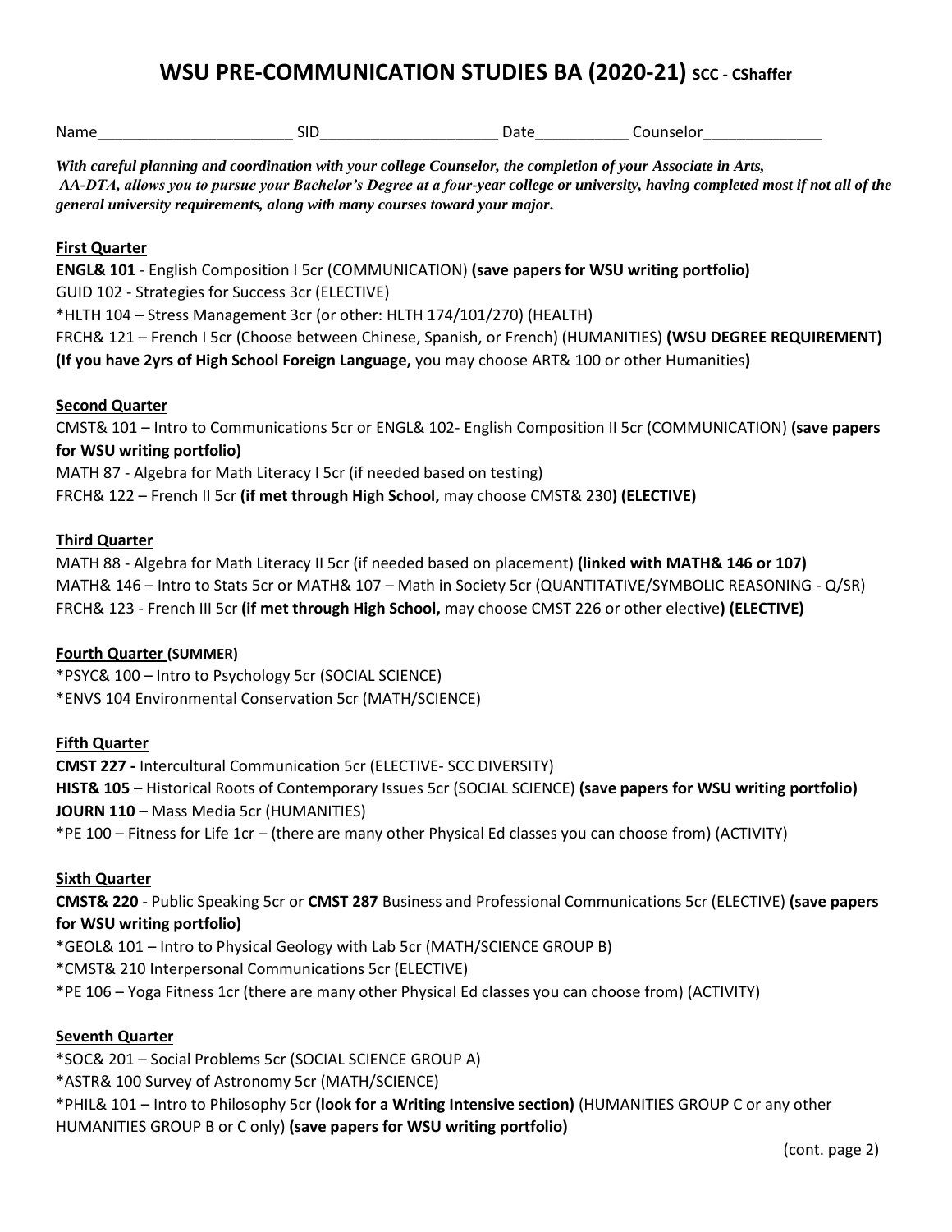# WSU PRE-COMMUNICATION STUDIES BA (2020-21) SCC - CShaffer

Name_______________________ SID_____________________ Date___________ Counselor______________

***With careful planning and coordination with your college Counselor, the completion of your Associate in Arts, AA-DTA, allows you to pursue your Bachelor's Degree at a four-year college or university, having completed most if not all of the general university requirements, along with many courses toward your major.***

**First Quarter**

**ENGL& 101** - English Composition I 5cr (COMMUNICATION) **(save papers for WSU writing portfolio)**
GUID 102 - Strategies for Success 3cr (ELECTIVE)
*HLTH 104 – Stress Management 3cr (or other: HLTH 174/101/270) (HEALTH)
FRCH& 121 – French I 5cr (Choose between Chinese, Spanish, or French) (HUMANITIES) **(WSU DEGREE REQUIREMENT)**
**(If you have 2yrs of High School Foreign Language,** you may choose ART& 100 or other Humanities**)**

**Second Quarter**

CMST& 101 – Intro to Communications 5cr or ENGL& 102- English Composition II 5cr (COMMUNICATION) **(save papers for WSU writing portfolio)**
MATH 87 - Algebra for Math Literacy I 5cr (if needed based on testing)
FRCH& 122 – French II 5cr **(if met through High School,** may choose CMST& 230**) (ELECTIVE)**

**Third Quarter**

MATH 88 - Algebra for Math Literacy II 5cr (if needed based on placement) **(linked with MATH& 146 or 107)**
MATH& 146 – Intro to Stats 5cr or MATH& 107 – Math in Society 5cr (QUANTITATIVE/SYMBOLIC REASONING - Q/SR)
FRCH& 123 - French III 5cr **(if met through High School,** may choose CMST 226 or other elective**) (ELECTIVE)**

**Fourth Quarter (SUMMER)**

*PSYC& 100 – Intro to Psychology 5cr (SOCIAL SCIENCE)
*ENVS 104 Environmental Conservation 5cr (MATH/SCIENCE)

**Fifth Quarter**

**CMST 227 -** Intercultural Communication 5cr (ELECTIVE- SCC DIVERSITY)
**HIST& 105** – Historical Roots of Contemporary Issues 5cr (SOCIAL SCIENCE) **(save papers for WSU writing portfolio)**
**JOURN 110** – Mass Media 5cr (HUMANITIES)
*PE 100 – Fitness for Life 1cr – (there are many other Physical Ed classes you can choose from) (ACTIVITY)

**Sixth Quarter**

**CMST& 220** - Public Speaking 5cr or **CMST 287** Business and Professional Communications 5cr (ELECTIVE) **(save papers for WSU writing portfolio)**
*GEOL& 101 – Intro to Physical Geology with Lab 5cr (MATH/SCIENCE GROUP B)
*CMST& 210 Interpersonal Communications 5cr (ELECTIVE)
*PE 106 – Yoga Fitness 1cr (there are many other Physical Ed classes you can choose from) (ACTIVITY)

**Seventh Quarter**

*SOC& 201 – Social Problems 5cr (SOCIAL SCIENCE GROUP A)
*ASTR& 100 Survey of Astronomy 5cr (MATH/SCIENCE)
*PHIL& 101 – Intro to Philosophy 5cr **(look for a Writing Intensive section)** (HUMANITIES GROUP C or any other HUMANITIES GROUP B or C only) **(save papers for WSU writing portfolio)**

(cont. page 2)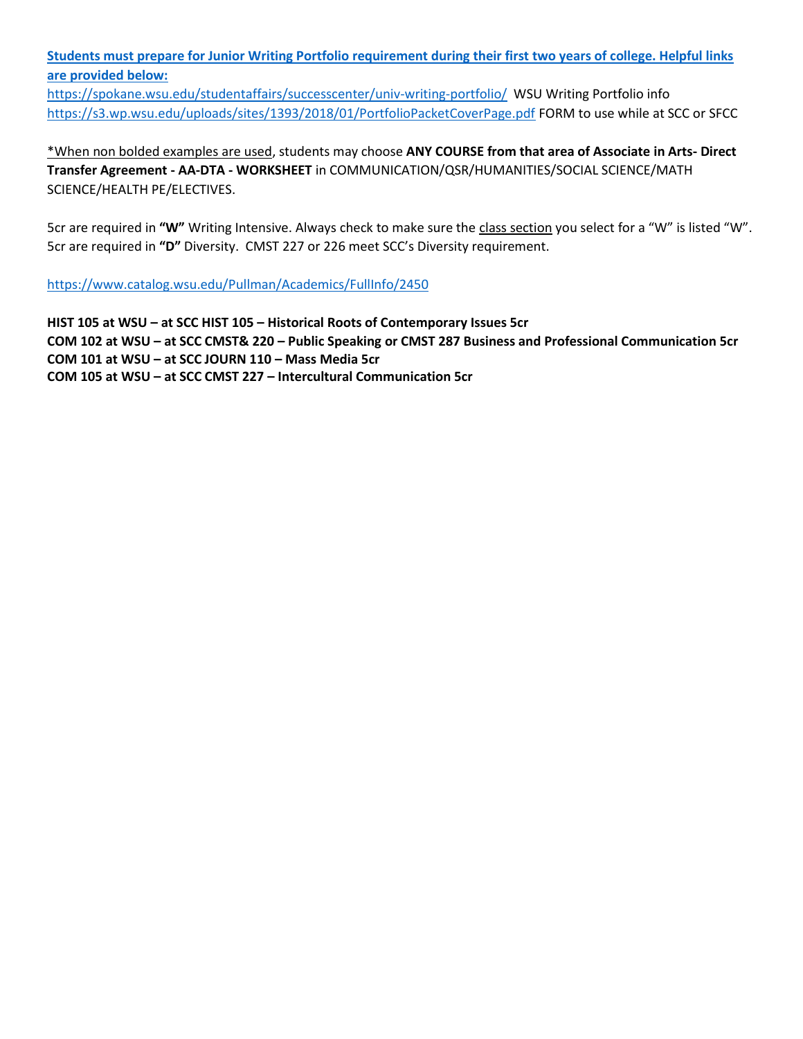**Students must prepare for Junior Writing Portfolio requirement during their first two years of college. Helpful links are provided below:**

https://spokane.wsu.edu/studentaffairs/successcenter/univ-writing-portfolio/ WSU Writing Portfolio info
https://s3.wp.wsu.edu/uploads/sites/1393/2018/01/PortfolioPacketCoverPage.pdf FORM to use while at SCC or SFCC

*When non bolded examples are used, students may choose **ANY COURSE from that area of Associate in Arts- Direct Transfer Agreement - AA-DTA - WORKSHEET** in COMMUNICATION/QSR/HUMANITIES/SOCIAL SCIENCE/MATH SCIENCE/HEALTH PE/ELECTIVES.

5cr are required in **"W"** Writing Intensive. Always check to make sure the class section you select for a "W" is listed "W".
5cr are required in **"D"** Diversity. CMST 227 or 226 meet SCC's Diversity requirement.

https://www.catalog.wsu.edu/Pullman/Academics/FullInfo/2450

**HIST 105 at WSU – at SCC HIST 105 – Historical Roots of Contemporary Issues 5cr**
**COM 102 at WSU – at SCC CMST& 220 – Public Speaking or CMST 287 Business and Professional Communication 5cr**
**COM 101 at WSU – at SCC JOURN 110 – Mass Media 5cr**
**COM 105 at WSU – at SCC CMST 227 – Intercultural Communication 5cr**